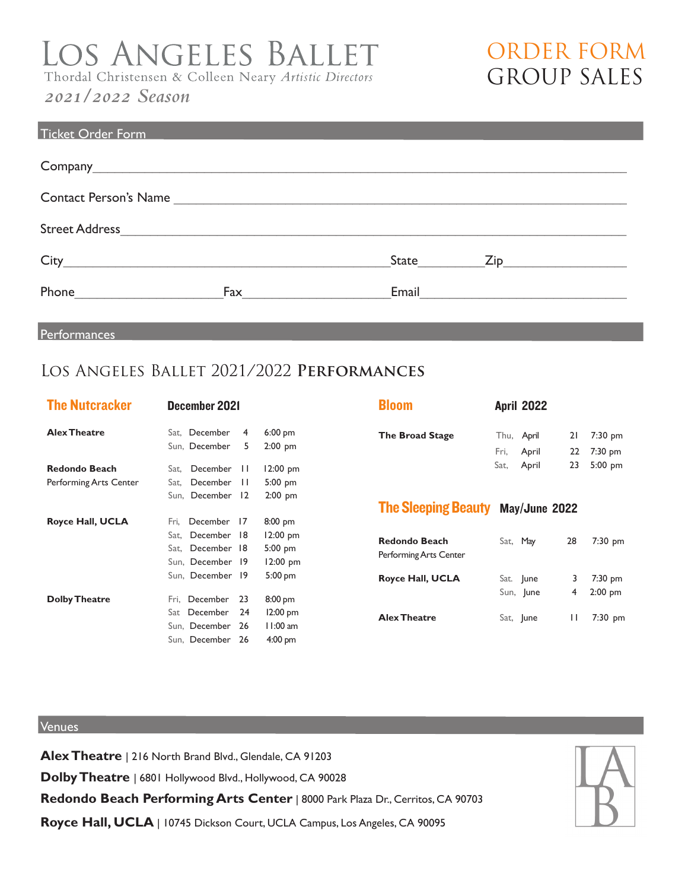# Los Angeles Ballet

Thordal Christensen & Colleen Neary *Artistic Directors*

*2021/2022 Season*

# ORDER FORM
# GROUP SALES

## Ticket Order Form

Company_______________________________________________

Contact Person's Name __________________________________

Street Address_________________________________________

City_____________________________ State_________ Zip_____________

Phone_______________ Fax_______________ Email_____________________

## Performances

## Los Angeles Ballet 2021/2022 Performances

### The Nutcracker — December 2021

| Venue | Day | Month | Date | Time |
|---|---|---|---|---|
| **Alex Theatre** | Sat, | December | 4 | 6:00 pm |
| | Sun, | December | 5 | 2:00 pm |
| **Redondo Beach** Performing Arts Center | Sat, | December | 11 | 12:00 pm |
| | Sat, | December | 11 | 5:00 pm |
| | Sun, | December | 12 | 2:00 pm |
| **Royce Hall, UCLA** | Fri, | December | 17 | 8:00 pm |
| | Sat, | December | 18 | 12:00 pm |
| | Sat, | December | 18 | 5:00 pm |
| | Sun, | December | 19 | 12:00 pm |
| | Sun, | December | 19 | 5:00 pm |
| **Dolby Theatre** | Fri, | December | 23 | 8:00 pm |
| | Sat | December | 24 | 12:00 pm |
| | Sun, | December | 26 | 11:00 am |
| | Sun, | December | 26 | 4:00 pm |

### Bloom — April 2022

| Venue | Day | Month | Date | Time |
|---|---|---|---|---|
| **The Broad Stage** | Thu, | April | 21 | 7:30 pm |
| | Fri, | April | 22 | 7:30 pm |
| | Sat, | April | 23 | 5:00 pm |

### The Sleeping Beauty — May/June 2022

| Venue | Day | Month | Date | Time |
|---|---|---|---|---|
| **Redondo Beach** Performing Arts Center | Sat, | May | 28 | 7:30 pm |
| **Royce Hall, UCLA** | Sat. | June | 3 | 7:30 pm |
| | Sun, | June | 4 | 2:00 pm |
| **Alex Theatre** | Sat, | June | 11 | 7:30 pm |

## Venues

**Alex Theatre** | 216 North Brand Blvd., Glendale, CA 91203

**Dolby Theatre** | 6801 Hollywood Blvd., Hollywood, CA 90028

**Redondo Beach Performing Arts Center** | 8000 Park Plaza Dr., Cerritos, CA 90703

**Royce Hall, UCLA** | 10745 Dickson Court, UCLA Campus, Los Angeles, CA 90095

LAB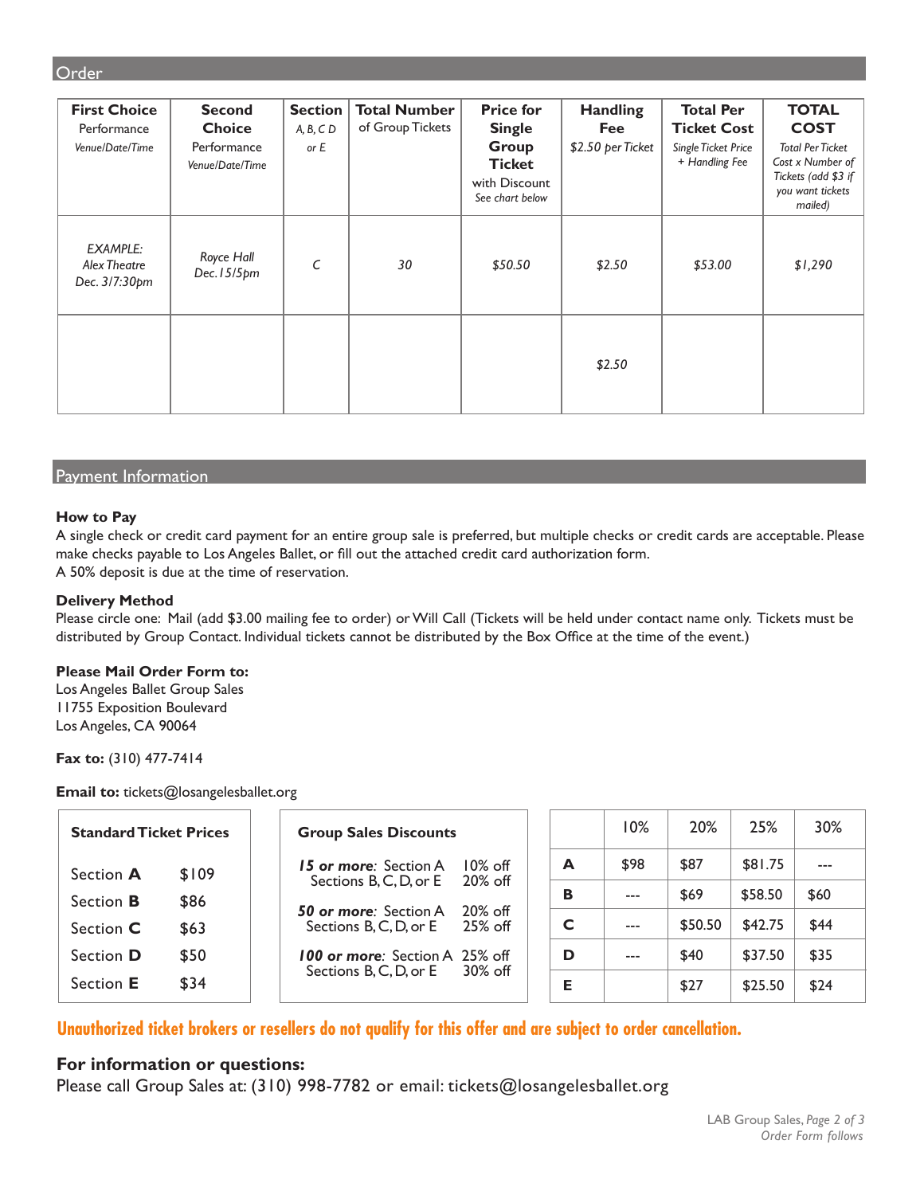## Order

| **First Choice** Performance *Venue/Date/Time* | **Second Choice** Performance *Venue/Date/Time* | **Section** *A, B, C D or E* | **Total Number** of Group Tickets | **Price for Single Group Ticket** with Discount *See chart below* | **Handling Fee** *$2.50 per Ticket* | **Total Per Ticket Cost** *Single Ticket Price + Handling Fee* | **TOTAL COST** *Total Per Ticket Cost x Number of Tickets (add $3 if you want tickets mailed)* |
|---|---|---|---|---|---|---|---|
| *EXAMPLE: Alex Theatre Dec. 3/7:30pm* | *Royce Hall Dec.15/5pm* | *C* | *30* | *$50.50* | *$2.50* | *$53.00* | *$1,290* |
| | | | | | *$2.50* | | |

## Payment Information

**How to Pay**
A single check or credit card payment for an entire group sale is preferred, but multiple checks or credit cards are acceptable. Please make checks payable to Los Angeles Ballet, or fill out the attached credit card authorization form.
A 50% deposit is due at the time of reservation.

**Delivery Method**
Please circle one: Mail (add $3.00 mailing fee to order) or Will Call (Tickets will be held under contact name only. Tickets must be distributed by Group Contact. Individual tickets cannot be distributed by the Box Office at the time of the event.)

**Please Mail Order Form to:**
Los Angeles Ballet Group Sales
11755 Exposition Boulevard
Los Angeles, CA 90064

**Fax to:** (310) 477-7414

**Email to:** tickets@losangelesballet.org

| **Standard Ticket Prices** | |
|---|---|
| Section **A** | $109 |
| Section **B** | $86 |
| Section **C** | $63 |
| Section **D** | $50 |
| Section **E** | $34 |

| **Group Sales Discounts** | |
|---|---|
| ***15 or more**: Section A* | 10% off |
| Sections B, C, D, or E | 20% off |
| ***50 or more**: Section A* | 20% off |
| Sections B, C, D, or E | 25% off |
| ***100 or more**: Section A* | 25% off |
| Sections B, C, D, or E | 30% off |

| | 10% | 20% | 25% | 30% |
|---|---|---|---|---|
| **A** | $98 | $87 | $81.75 | --- |
| **B** | --- | $69 | $58.50 | $60 |
| **C** | --- | $50.50 | $42.75 | $44 |
| **D** | --- | $40 | $37.50 | $35 |
| **E** | | $27 | $25.50 | $24 |

**Unauthorized ticket brokers or resellers do not qualify for this offer and are subject to order cancellation.**

**For information or questions:**
Please call Group Sales at: (310) 998-7782 or email: tickets@losangelesballet.org

*Order Form follows*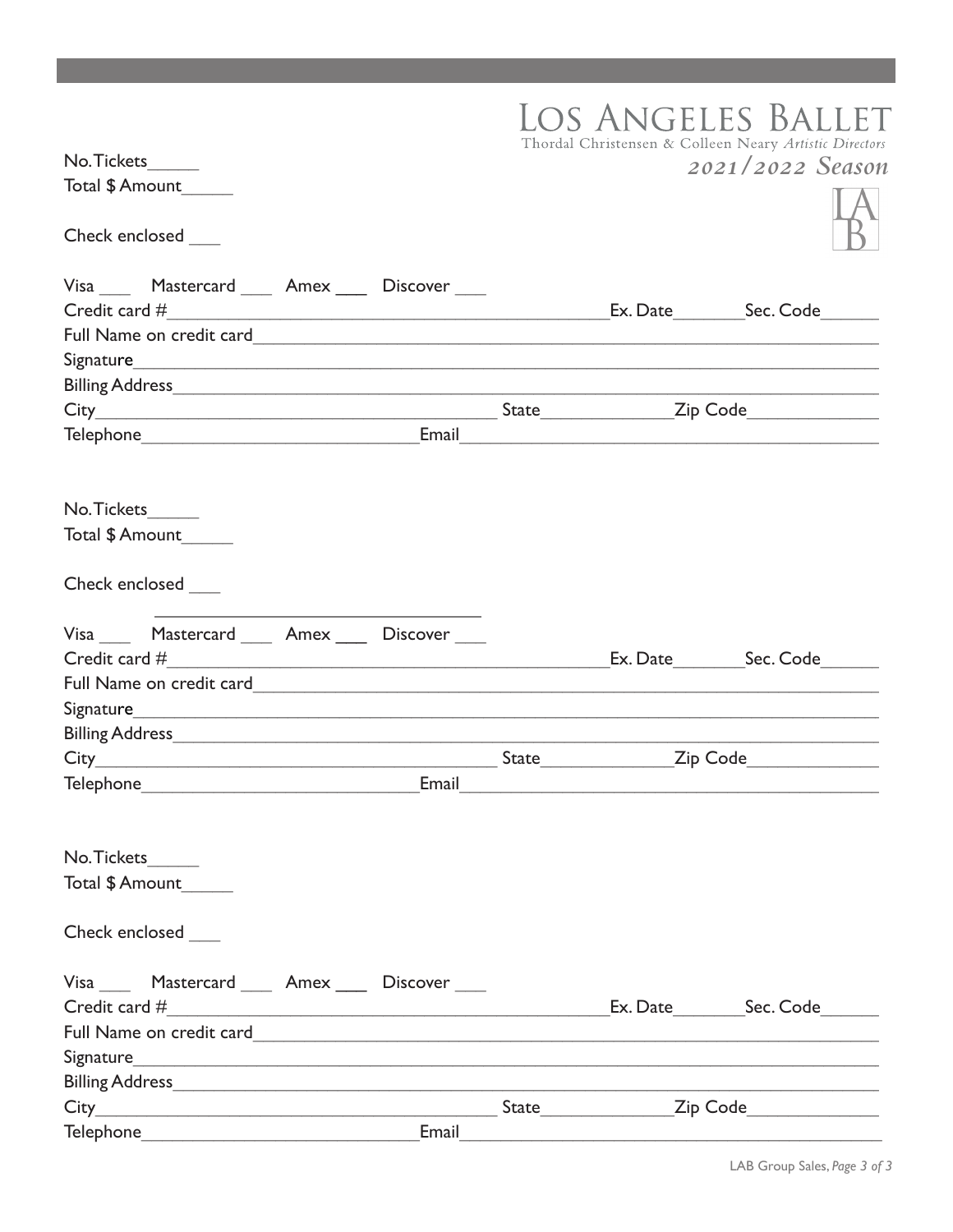# Los Angeles Ballet

Thordal Christensen & Colleen Neary *Artistic Directors*

*2021/2022 Season*

No. Tickets_____

Total $ Amount_____

Check enclosed ___

Visa ___ Mastercard ___ Amex ___ Discover ___

Credit card #___________________________________________ Ex. Date_______ Sec. Code______

Full Name on credit card________________________________________________________________

Signature_____________________________________________________________________________

Billing Address_________________________________________________________________________

City_______________________________________ State_____________ Zip Code_____________

Telephone___________________________ Email_________________________________________

No. Tickets_____

Total $ Amount_____

Check enclosed ___

Visa ___ Mastercard ___ Amex ___ Discover ___

Credit card #___________________________________________ Ex. Date_______ Sec. Code______

Full Name on credit card________________________________________________________________

Signature_____________________________________________________________________________

Billing Address_________________________________________________________________________

City_______________________________________ State_____________ Zip Code_____________

Telephone___________________________ Email_________________________________________

No. Tickets_____

Total $ Amount_____

Check enclosed ___

Visa ___ Mastercard ___ Amex ___ Discover ___

Credit card #___________________________________________ Ex. Date_______ Sec. Code______

Full Name on credit card________________________________________________________________

Signature_____________________________________________________________________________

Billing Address_________________________________________________________________________

City_______________________________________ State_____________ Zip Code_____________

Telephone___________________________ Email_________________________________________